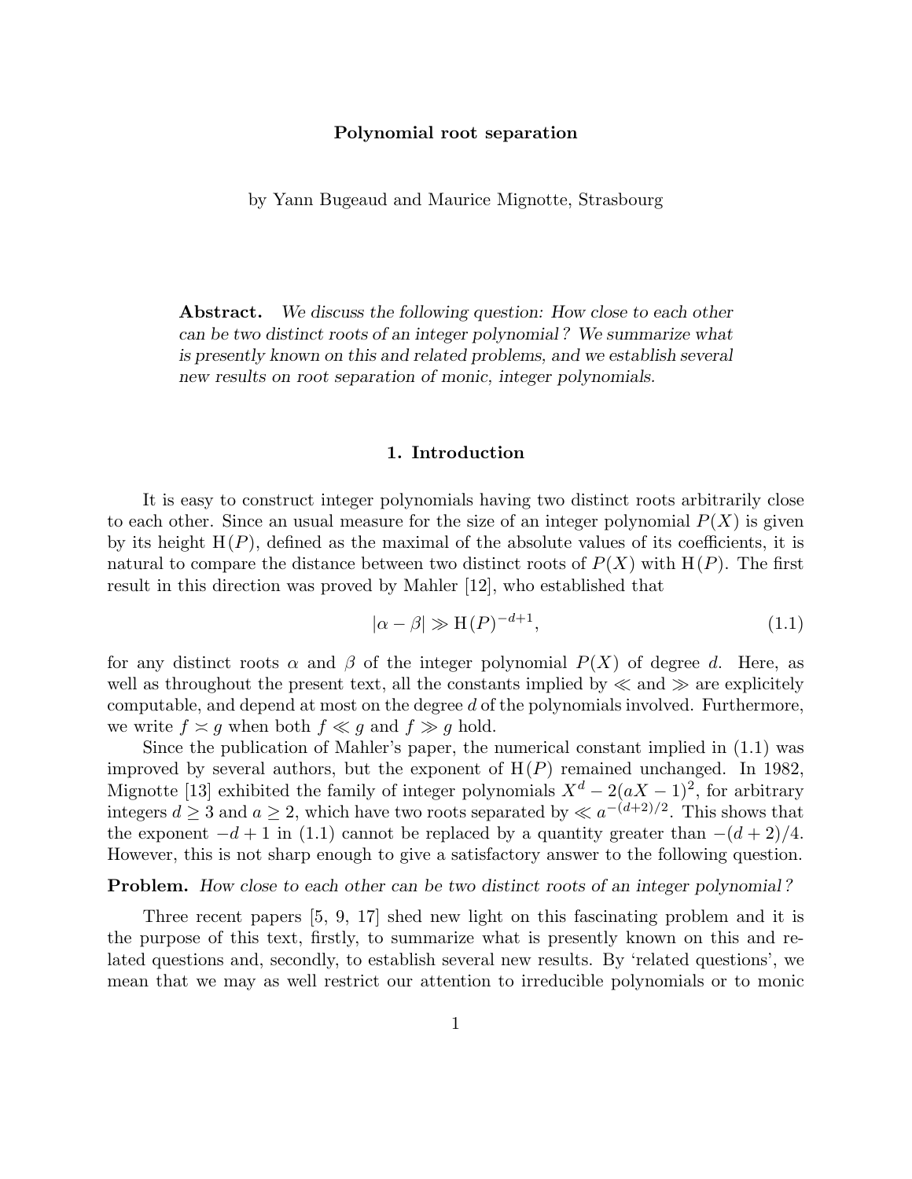# Polynomial root separation

by Yann Bugeaud and Maurice Mignotte, Strasbourg

**Abstract.** *We discuss the following question: How close to each other can be two distinct roots of an integer polynomial? We summarize what is presently known on this and related problems, and we establish several new results on root separation of monic, integer polynomials.*

## 1. Introduction

It is easy to construct integer polynomials having two distinct roots arbitrarily close to each other. Since an usual measure for the size of an integer polynomial $P(X)$ is given by its height $\mathrm{H}(P)$, defined as the maximal of the absolute values of its coefficients, it is natural to compare the distance between two distinct roots of $P(X)$ with $\mathrm{H}(P)$. The first result in this direction was proved by Mahler [12], who established that

$$|\alpha - \beta| \gg \mathrm{H}(P)^{-d+1}, \tag{1.1}$$

for any distinct roots $\alpha$ and $\beta$ of the integer polynomial $P(X)$ of degree $d$. Here, as well as throughout the present text, all the constants implied by $\ll$ and $\gg$ are explicitely computable, and depend at most on the degree $d$ of the polynomials involved. Furthermore, we write $f \asymp g$ when both $f \ll g$ and $f \gg g$ hold.

Since the publication of Mahler's paper, the numerical constant implied in (1.1) was improved by several authors, but the exponent of $\mathrm{H}(P)$ remained unchanged. In 1982, Mignotte [13] exhibited the family of integer polynomials $X^d - 2(aX-1)^2$, for arbitrary integers $d \geq 3$ and $a \geq 2$, which have two roots separated by $\ll a^{-(d+2)/2}$. This shows that the exponent $-d+1$ in (1.1) cannot be replaced by a quantity greater than $-(d+2)/4$. However, this is not sharp enough to give a satisfactory answer to the following question.

**Problem.** *How close to each other can be two distinct roots of an integer polynomial?*

Three recent papers [5, 9, 17] shed new light on this fascinating problem and it is the purpose of this text, firstly, to summarize what is presently known on this and related questions and, secondly, to establish several new results. By 'related questions', we mean that we may as well restrict our attention to irreducible polynomials or to monic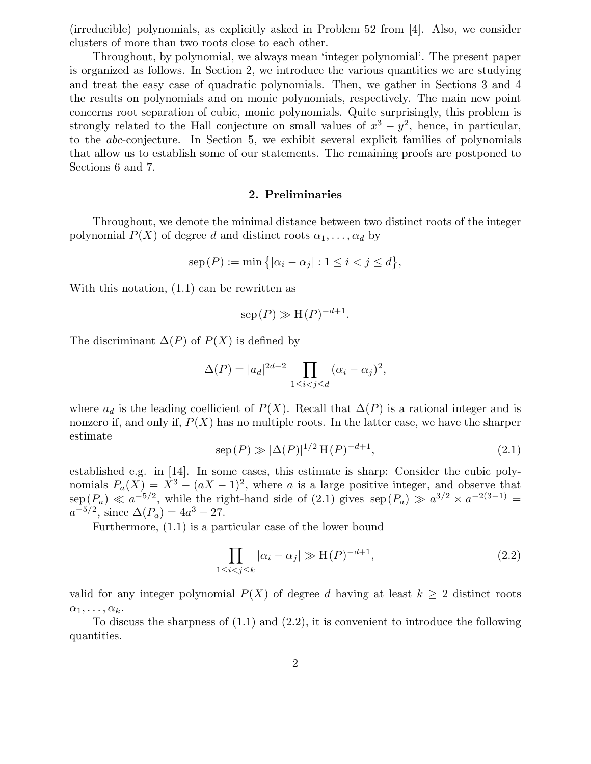(irreducible) polynomials, as explicitly asked in Problem 52 from [4]. Also, we consider clusters of more than two roots close to each other.

Throughout, by polynomial, we always mean 'integer polynomial'. The present paper is organized as follows. In Section 2, we introduce the various quantities we are studying and treat the easy case of quadratic polynomials. Then, we gather in Sections 3 and 4 the results on polynomials and on monic polynomials, respectively. The main new point concerns root separation of cubic, monic polynomials. Quite surprisingly, this problem is strongly related to the Hall conjecture on small values of $x^3 - y^2$, hence, in particular, to the *abc*-conjecture. In Section 5, we exhibit several explicit families of polynomials that allow us to establish some of our statements. The remaining proofs are postponed to Sections 6 and 7.

## 2. Preliminaries

Throughout, we denote the minimal distance between two distinct roots of the integer polynomial $P(X)$ of degree $d$ and distinct roots $\alpha_1, \ldots, \alpha_d$ by

$$\mathrm{sep}\,(P) := \min\big\{|\alpha_i - \alpha_j| : 1 \le i < j \le d\big\},$$

With this notation, (1.1) can be rewritten as

$$\mathrm{sep}\,(P) \gg \mathrm{H}\,(P)^{-d+1}.$$

The discriminant $\Delta(P)$ of $P(X)$ is defined by

$$\Delta(P) = |a_d|^{2d-2} \prod_{1 \le i < j \le d} (\alpha_i - \alpha_j)^2,$$

where $a_d$ is the leading coefficient of $P(X)$. Recall that $\Delta(P)$ is a rational integer and is nonzero if, and only if, $P(X)$ has no multiple roots. In the latter case, we have the sharper estimate

$$\mathrm{sep}\,(P) \gg |\Delta(P)|^{1/2}\,\mathrm{H}\,(P)^{-d+1}, \tag{2.1}$$

established e.g. in [14]. In some cases, this estimate is sharp: Consider the cubic polynomials $P_a(X) = X^3 - (aX - 1)^2$, where $a$ is a large positive integer, and observe that $\mathrm{sep}\,(P_a) \ll a^{-5/2}$, while the right-hand side of (2.1) gives $\mathrm{sep}\,(P_a) \gg a^{3/2} \times a^{-2(3-1)} = a^{-5/2}$, since $\Delta(P_a) = 4a^3 - 27$.

Furthermore, (1.1) is a particular case of the lower bound

$$\prod_{1 \le i < j \le k} |\alpha_i - \alpha_j| \gg \mathrm{H}\,(P)^{-d+1}, \tag{2.2}$$

valid for any integer polynomial $P(X)$ of degree $d$ having at least $k \ge 2$ distinct roots $\alpha_1, \ldots, \alpha_k$.

To discuss the sharpness of (1.1) and (2.2), it is convenient to introduce the following quantities.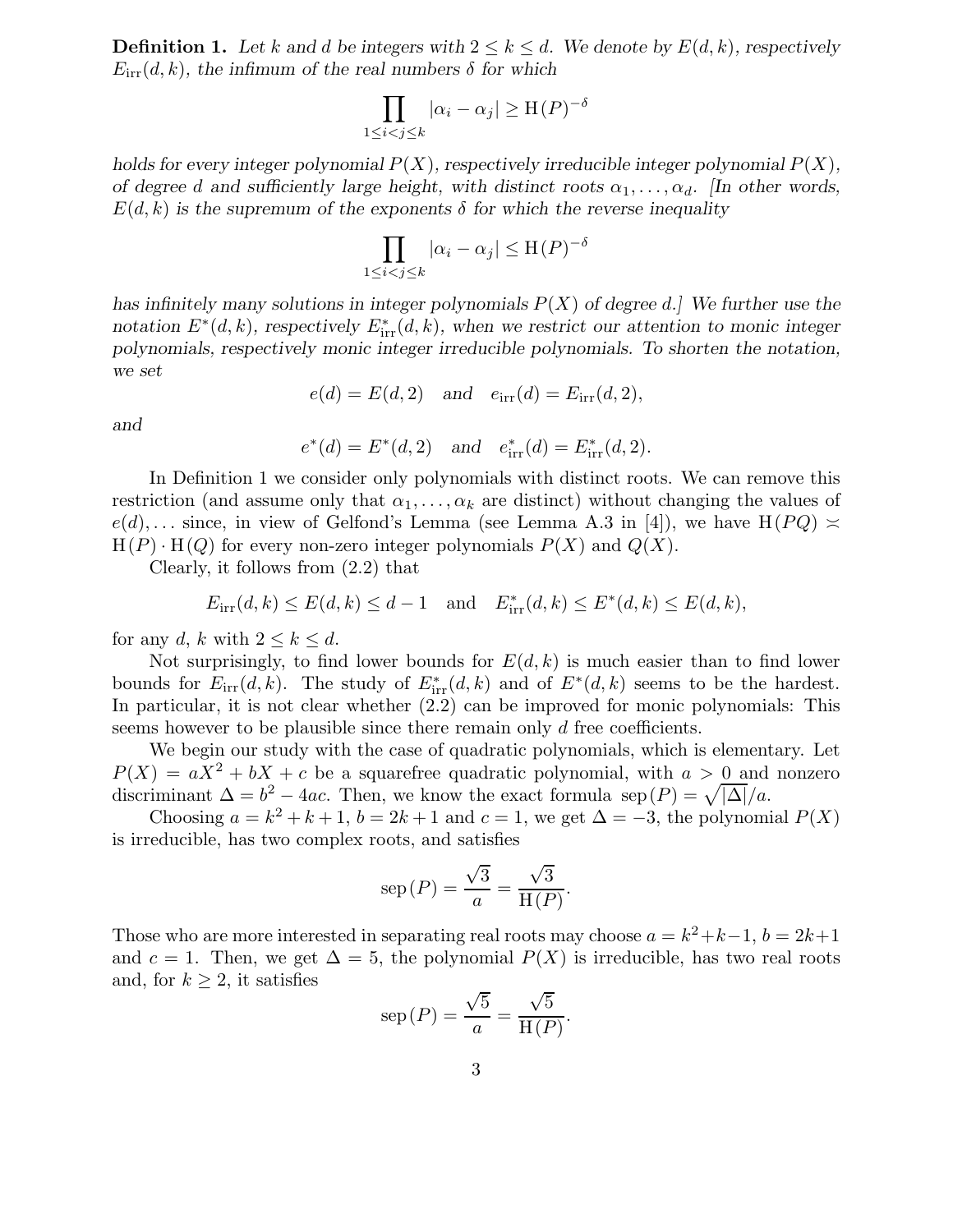**Definition 1.** *Let $k$ and $d$ be integers with $2 \leq k \leq d$. We denote by $E(d,k)$, respectively $E_{\mathrm{irr}}(d,k)$, the infimum of the real numbers $\delta$ for which*

$$\prod_{1 \leq i < j \leq k} |\alpha_i - \alpha_j| \geq \mathrm{H}(P)^{-\delta}$$

*holds for every integer polynomial $P(X)$, respectively irreducible integer polynomial $P(X)$, of degree $d$ and sufficiently large height, with distinct roots $\alpha_1, \ldots, \alpha_d$. [In other words, $E(d,k)$ is the supremum of the exponents $\delta$ for which the reverse inequality*

$$\prod_{1 \leq i < j \leq k} |\alpha_i - \alpha_j| \leq \mathrm{H}(P)^{-\delta}$$

*has infinitely many solutions in integer polynomials $P(X)$ of degree $d$.] We further use the notation $E^*(d,k)$, respectively $E^*_{\mathrm{irr}}(d,k)$, when we restrict our attention to monic integer polynomials, respectively monic integer irreducible polynomials. To shorten the notation, we set*

$$e(d) = E(d,2) \quad \text{and} \quad e_{\mathrm{irr}}(d) = E_{\mathrm{irr}}(d,2),$$

*and*

$$e^*(d) = E^*(d,2) \quad \text{and} \quad e^*_{\mathrm{irr}}(d) = E^*_{\mathrm{irr}}(d,2).$$

In Definition 1 we consider only polynomials with distinct roots. We can remove this restriction (and assume only that $\alpha_1, \ldots, \alpha_k$ are distinct) without changing the values of $e(d), \ldots$ since, in view of Gelfond's Lemma (see Lemma A.3 in [4]), we have $\mathrm{H}(PQ) \asymp \mathrm{H}(P) \cdot \mathrm{H}(Q)$ for every non-zero integer polynomials $P(X)$ and $Q(X)$.

Clearly, it follows from (2.2) that

$$E_{\mathrm{irr}}(d,k) \leq E(d,k) \leq d-1 \quad \text{and} \quad E^*_{\mathrm{irr}}(d,k) \leq E^*(d,k) \leq E(d,k),$$

for any $d$, $k$ with $2 \leq k \leq d$.

Not surprisingly, to find lower bounds for $E(d,k)$ is much easier than to find lower bounds for $E_{\mathrm{irr}}(d,k)$. The study of $E^*_{\mathrm{irr}}(d,k)$ and of $E^*(d,k)$ seems to be the hardest. In particular, it is not clear whether (2.2) can be improved for monic polynomials: This seems however to be plausible since there remain only $d$ free coefficients.

We begin our study with the case of quadratic polynomials, which is elementary. Let $P(X) = aX^2 + bX + c$ be a squarefree quadratic polynomial, with $a > 0$ and nonzero discriminant $\Delta = b^2 - 4ac$. Then, we know the exact formula $\mathrm{sep}(P) = \sqrt{|\Delta|}/a$.

Choosing $a = k^2 + k + 1$, $b = 2k + 1$ and $c = 1$, we get $\Delta = -3$, the polynomial $P(X)$ is irreducible, has two complex roots, and satisfies

$$\mathrm{sep}(P) = \frac{\sqrt{3}}{a} = \frac{\sqrt{3}}{\mathrm{H}(P)}.$$

Those who are more interested in separating real roots may choose $a = k^2 + k - 1$, $b = 2k + 1$ and $c = 1$. Then, we get $\Delta = 5$, the polynomial $P(X)$ is irreducible, has two real roots and, for $k \geq 2$, it satisfies

$$\mathrm{sep}(P) = \frac{\sqrt{5}}{a} = \frac{\sqrt{5}}{\mathrm{H}(P)}.$$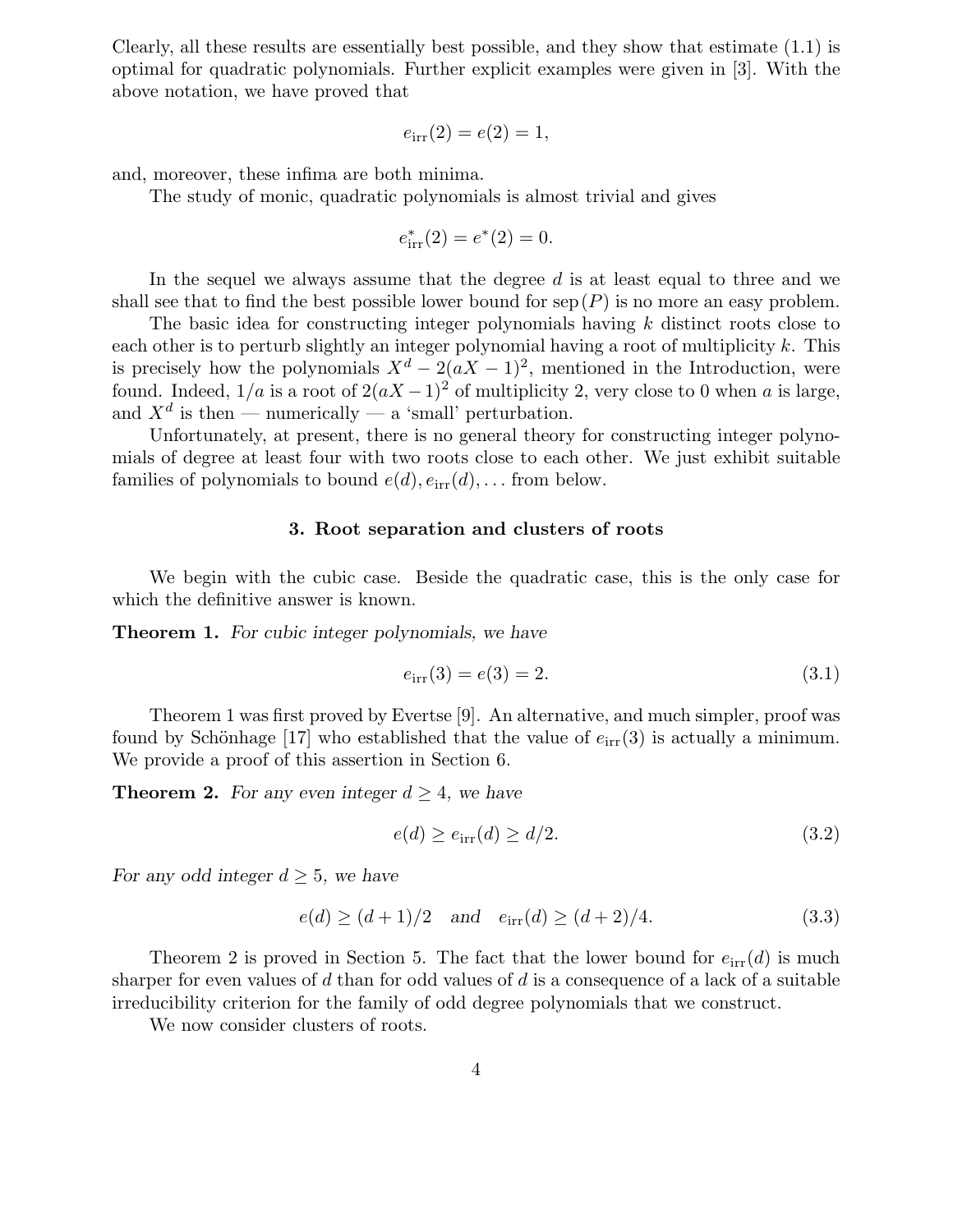Clearly, all these results are essentially best possible, and they show that estimate (1.1) is optimal for quadratic polynomials. Further explicit examples were given in [3]. With the above notation, we have proved that

$$e_{\mathrm{irr}}(2) = e(2) = 1,$$

and, moreover, these infima are both minima.

The study of monic, quadratic polynomials is almost trivial and gives

$$e^*_{\mathrm{irr}}(2) = e^*(2) = 0.$$

In the sequel we always assume that the degree $d$ is at least equal to three and we shall see that to find the best possible lower bound for $\mathrm{sep}(P)$ is no more an easy problem.

The basic idea for constructing integer polynomials having $k$ distinct roots close to each other is to perturb slightly an integer polynomial having a root of multiplicity $k$. This is precisely how the polynomials $X^d - 2(aX-1)^2$, mentioned in the Introduction, were found. Indeed, $1/a$ is a root of $2(aX-1)^2$ of multiplicity 2, very close to 0 when $a$ is large, and $X^d$ is then — numerically — a 'small' perturbation.

Unfortunately, at present, there is no general theory for constructing integer polynomials of degree at least four with two roots close to each other. We just exhibit suitable families of polynomials to bound $e(d), e_{\mathrm{irr}}(d), \ldots$ from below.

## 3. Root separation and clusters of roots

We begin with the cubic case. Beside the quadratic case, this is the only case for which the definitive answer is known.

**Theorem 1.** *For cubic integer polynomials, we have*

$$e_{\mathrm{irr}}(3) = e(3) = 2. \tag{3.1}$$

Theorem 1 was first proved by Evertse [9]. An alternative, and much simpler, proof was found by Schönhage [17] who established that the value of $e_{\mathrm{irr}}(3)$ is actually a minimum. We provide a proof of this assertion in Section 6.

**Theorem 2.** *For any even integer $d \geq 4$, we have*

$$e(d) \geq e_{\mathrm{irr}}(d) \geq d/2. \tag{3.2}$$

*For any odd integer $d \geq 5$, we have*

$$e(d) \geq (d+1)/2 \quad \text{and} \quad e_{\mathrm{irr}}(d) \geq (d+2)/4. \tag{3.3}$$

Theorem 2 is proved in Section 5. The fact that the lower bound for $e_{\mathrm{irr}}(d)$ is much sharper for even values of $d$ than for odd values of $d$ is a consequence of a lack of a suitable irreducibility criterion for the family of odd degree polynomials that we construct.

We now consider clusters of roots.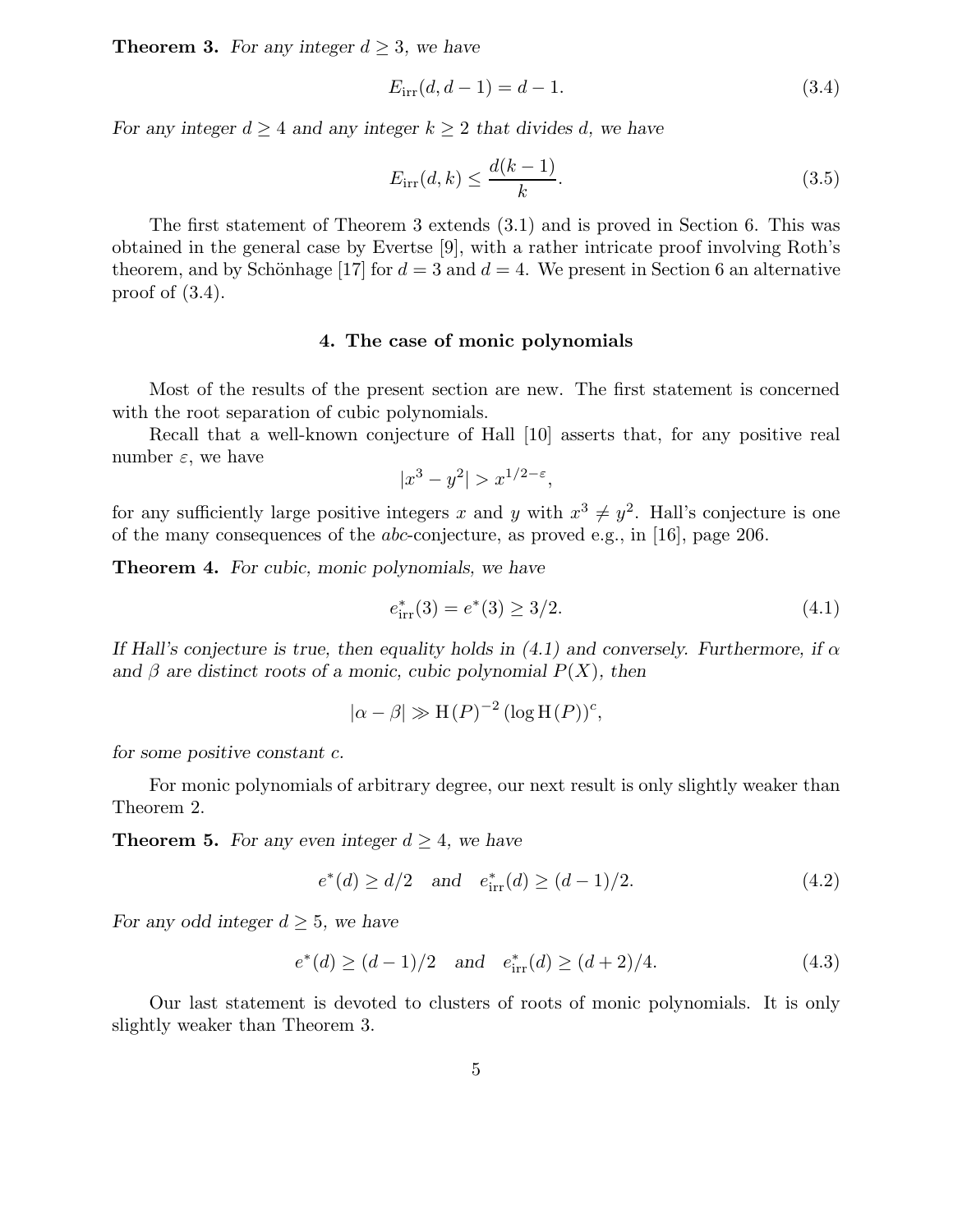**Theorem 3.** *For any integer $d \geq 3$, we have*

$$E_{\mathrm{irr}}(d, d-1) = d - 1. \tag{3.4}$$

*For any integer $d \geq 4$ and any integer $k \geq 2$ that divides $d$, we have*

$$E_{\mathrm{irr}}(d, k) \leq \frac{d(k-1)}{k}. \tag{3.5}$$

The first statement of Theorem 3 extends (3.1) and is proved in Section 6. This was obtained in the general case by Evertse [9], with a rather intricate proof involving Roth's theorem, and by Schönhage [17] for $d = 3$ and $d = 4$. We present in Section 6 an alternative proof of (3.4).

## 4. The case of monic polynomials

Most of the results of the present section are new. The first statement is concerned with the root separation of cubic polynomials.

Recall that a well-known conjecture of Hall [10] asserts that, for any positive real number $\varepsilon$, we have

$$|x^3 - y^2| > x^{1/2-\varepsilon},$$

for any sufficiently large positive integers $x$ and $y$ with $x^3 \neq y^2$. Hall's conjecture is one of the many consequences of the *abc*-conjecture, as proved e.g., in [16], page 206.

**Theorem 4.** *For cubic, monic polynomials, we have*

$$e^*_{\mathrm{irr}}(3) = e^*(3) \geq 3/2. \tag{4.1}$$

*If Hall's conjecture is true, then equality holds in (4.1) and conversely. Furthermore, if $\alpha$ and $\beta$ are distinct roots of a monic, cubic polynomial $P(X)$, then*

$$|\alpha - \beta| \gg \mathrm{H}(P)^{-2} (\log \mathrm{H}(P))^c,$$

*for some positive constant $c$.*

For monic polynomials of arbitrary degree, our next result is only slightly weaker than Theorem 2.

**Theorem 5.** *For any even integer $d \geq 4$, we have*

$$e^*(d) \geq d/2 \quad \text{and} \quad e^*_{\mathrm{irr}}(d) \geq (d-1)/2. \tag{4.2}$$

*For any odd integer $d \geq 5$, we have*

$$e^*(d) \geq (d-1)/2 \quad \text{and} \quad e^*_{\mathrm{irr}}(d) \geq (d+2)/4. \tag{4.3}$$

Our last statement is devoted to clusters of roots of monic polynomials. It is only slightly weaker than Theorem 3.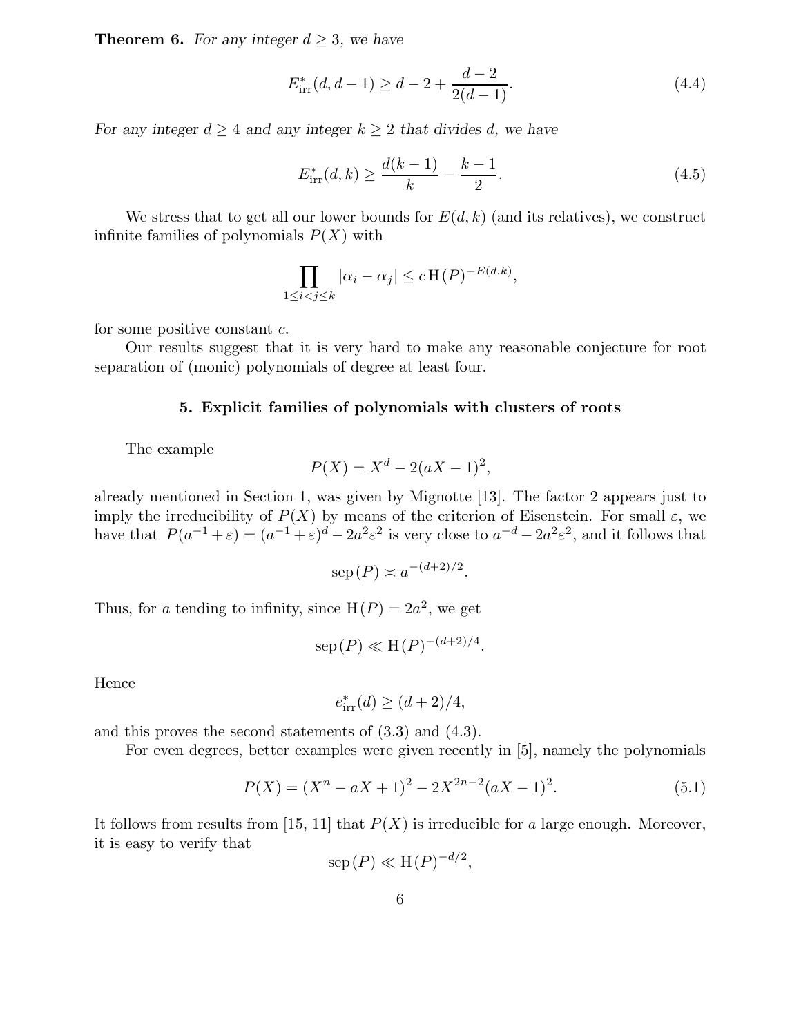**Theorem 6.** *For any integer $d \geq 3$, we have*

$$E^*_{\text{irr}}(d, d-1) \geq d - 2 + \frac{d-2}{2(d-1)}. \tag{4.4}$$

*For any integer $d \geq 4$ and any integer $k \geq 2$ that divides $d$, we have*

$$E^*_{\text{irr}}(d, k) \geq \frac{d(k-1)}{k} - \frac{k-1}{2}. \tag{4.5}$$

We stress that to get all our lower bounds for $E(d, k)$ (and its relatives), we construct infinite families of polynomials $P(X)$ with

$$\prod_{1 \leq i < j \leq k} |\alpha_i - \alpha_j| \leq c \, \mathrm{H}(P)^{-E(d,k)},$$

for some positive constant $c$.

Our results suggest that it is very hard to make any reasonable conjecture for root separation of (monic) polynomials of degree at least four.

## 5. Explicit families of polynomials with clusters of roots

The example

$$P(X) = X^d - 2(aX - 1)^2,$$

already mentioned in Section 1, was given by Mignotte [13]. The factor 2 appears just to imply the irreducibility of $P(X)$ by means of the criterion of Eisenstein. For small $\varepsilon$, we have that $P(a^{-1} + \varepsilon) = (a^{-1} + \varepsilon)^d - 2a^2\varepsilon^2$ is very close to $a^{-d} - 2a^2\varepsilon^2$, and it follows that

$$\mathrm{sep}\,(P) \asymp a^{-(d+2)/2}.$$

Thus, for $a$ tending to infinity, since $\mathrm{H}(P) = 2a^2$, we get

$$\mathrm{sep}\,(P) \ll \mathrm{H}(P)^{-(d+2)/4}.$$

Hence

$$e^*_{\text{irr}}(d) \geq (d+2)/4,$$

and this proves the second statements of (3.3) and (4.3).

For even degrees, better examples were given recently in [5], namely the polynomials

$$P(X) = (X^n - aX + 1)^2 - 2X^{2n-2}(aX - 1)^2. \tag{5.1}$$

It follows from results from [15, 11] that $P(X)$ is irreducible for $a$ large enough. Moreover, it is easy to verify that

$$\mathrm{sep}\,(P) \ll \mathrm{H}(P)^{-d/2},$$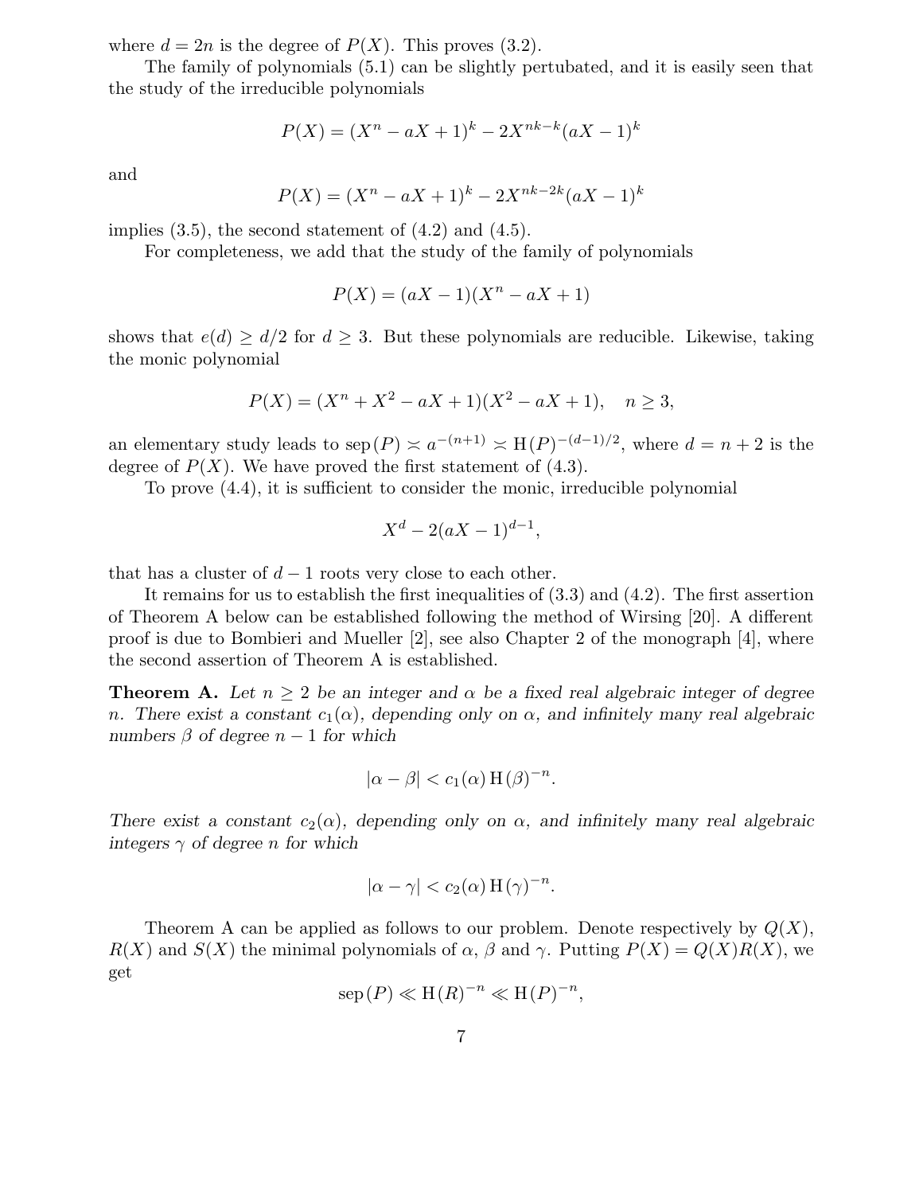where $d = 2n$ is the degree of $P(X)$. This proves (3.2).

The family of polynomials (5.1) can be slightly pertubated, and it is easily seen that the study of the irreducible polynomials

$$P(X) = (X^n - aX + 1)^k - 2X^{nk-k}(aX - 1)^k$$

and

$$P(X) = (X^n - aX + 1)^k - 2X^{nk-2k}(aX - 1)^k$$

implies (3.5), the second statement of (4.2) and (4.5).

For completeness, we add that the study of the family of polynomials

$$P(X) = (aX - 1)(X^n - aX + 1)$$

shows that $e(d) \geq d/2$ for $d \geq 3$. But these polynomials are reducible. Likewise, taking the monic polynomial

$$P(X) = (X^n + X^2 - aX + 1)(X^2 - aX + 1), \quad n \geq 3,$$

an elementary study leads to $\operatorname{sep}(P) \asymp a^{-(n+1)} \asymp \mathrm{H}(P)^{-(d-1)/2}$, where $d = n + 2$ is the degree of $P(X)$. We have proved the first statement of (4.3).

To prove (4.4), it is sufficient to consider the monic, irreducible polynomial

$$X^d - 2(aX - 1)^{d-1},$$

that has a cluster of $d - 1$ roots very close to each other.

It remains for us to establish the first inequalities of (3.3) and (4.2). The first assertion of Theorem A below can be established following the method of Wirsing [20]. A different proof is due to Bombieri and Mueller [2], see also Chapter 2 of the monograph [4], where the second assertion of Theorem A is established.

**Theorem A.** *Let $n \geq 2$ be an integer and $\alpha$ be a fixed real algebraic integer of degree $n$. There exist a constant $c_1(\alpha)$, depending only on $\alpha$, and infinitely many real algebraic numbers $\beta$ of degree $n - 1$ for which*

$$|\alpha - \beta| < c_1(\alpha)\,\mathrm{H}(\beta)^{-n}.$$

*There exist a constant $c_2(\alpha)$, depending only on $\alpha$, and infinitely many real algebraic integers $\gamma$ of degree $n$ for which*

$$|\alpha - \gamma| < c_2(\alpha)\,\mathrm{H}(\gamma)^{-n}.$$

Theorem A can be applied as follows to our problem. Denote respectively by $Q(X)$, $R(X)$ and $S(X)$ the minimal polynomials of $\alpha$, $\beta$ and $\gamma$. Putting $P(X) = Q(X)R(X)$, we get

$$\operatorname{sep}(P) \ll \mathrm{H}(R)^{-n} \ll \mathrm{H}(P)^{-n},$$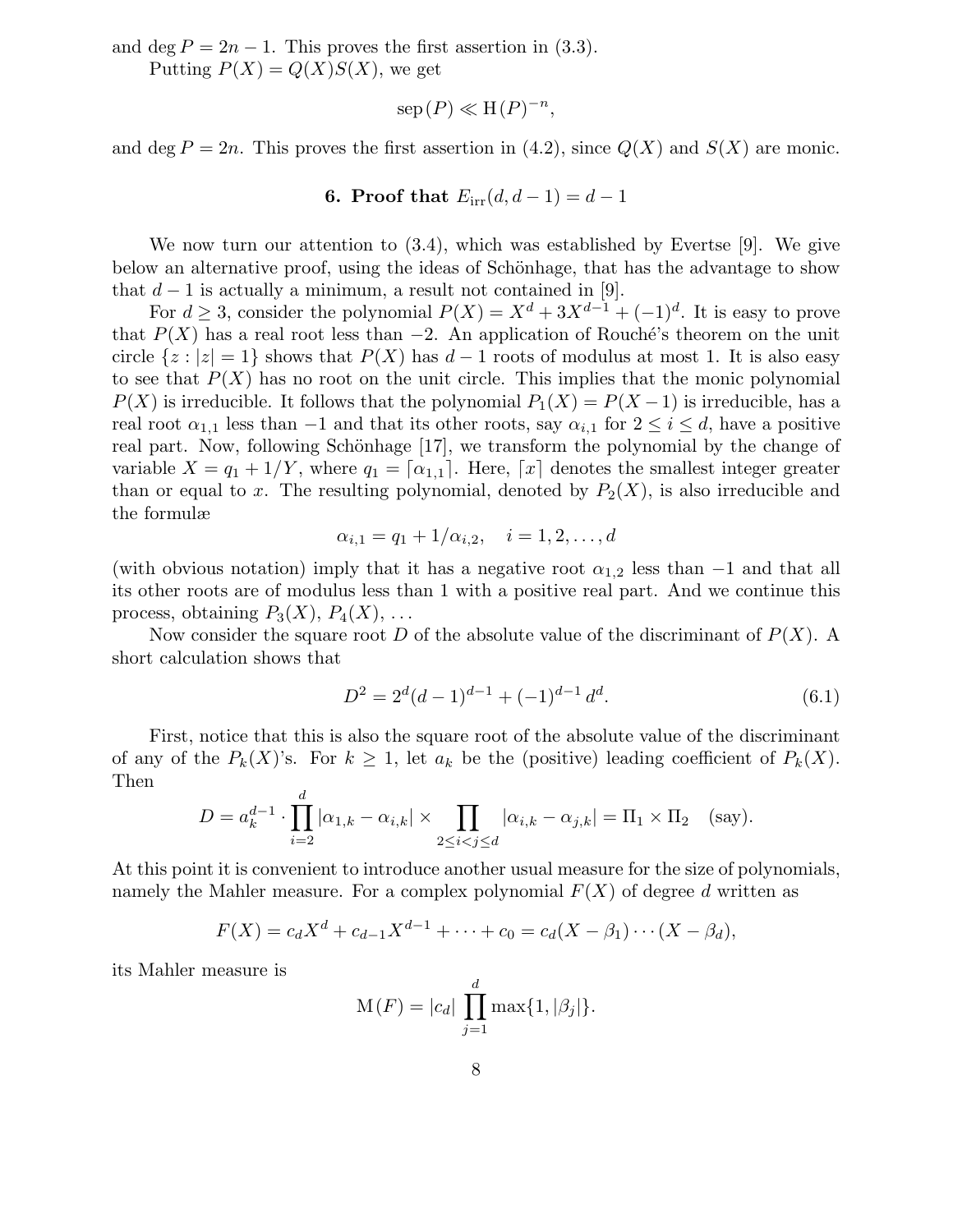and $\deg P = 2n - 1$. This proves the first assertion in (3.3).

Putting $P(X) = Q(X)S(X)$, we get

$$\mathrm{sep}\,(P) \ll \mathrm{H}\,(P)^{-n},$$

and $\deg P = 2n$. This proves the first assertion in (4.2), since $Q(X)$ and $S(X)$ are monic.

## 6. Proof that $E_{\mathrm{irr}}(d, d-1) = d - 1$

We now turn our attention to (3.4), which was established by Evertse [9]. We give below an alternative proof, using the ideas of Schönhage, that has the advantage to show that $d-1$ is actually a minimum, a result not contained in [9].

For $d \geq 3$, consider the polynomial $P(X) = X^d + 3X^{d-1} + (-1)^d$. It is easy to prove that $P(X)$ has a real root less than $-2$. An application of Rouché's theorem on the unit circle $\{z : |z| = 1\}$ shows that $P(X)$ has $d-1$ roots of modulus at most 1. It is also easy to see that $P(X)$ has no root on the unit circle. This implies that the monic polynomial $P(X)$ is irreducible. It follows that the polynomial $P_1(X) = P(X-1)$ is irreducible, has a real root $\alpha_{1,1}$ less than $-1$ and that its other roots, say $\alpha_{i,1}$ for $2 \leq i \leq d$, have a positive real part. Now, following Schönhage [17], we transform the polynomial by the change of variable $X = q_1 + 1/Y$, where $q_1 = \lceil \alpha_{1,1} \rceil$. Here, $\lceil x \rceil$ denotes the smallest integer greater than or equal to $x$. The resulting polynomial, denoted by $P_2(X)$, is also irreducible and the formulæ

$$\alpha_{i,1} = q_1 + 1/\alpha_{i,2}, \quad i = 1, 2, \ldots, d$$

(with obvious notation) imply that it has a negative root $\alpha_{1,2}$ less than $-1$ and that all its other roots are of modulus less than 1 with a positive real part. And we continue this process, obtaining $P_3(X)$, $P_4(X)$, ...

Now consider the square root $D$ of the absolute value of the discriminant of $P(X)$. A short calculation shows that

$$D^2 = 2^d (d-1)^{d-1} + (-1)^{d-1} d^d. \tag{6.1}$$

First, notice that this is also the square root of the absolute value of the discriminant of any of the $P_k(X)$'s. For $k \geq 1$, let $a_k$ be the (positive) leading coefficient of $P_k(X)$. Then

$$D = a_k^{d-1} \cdot \prod_{i=2}^{d} |\alpha_{1,k} - \alpha_{i,k}| \times \prod_{2 \leq i < j \leq d} |\alpha_{i,k} - \alpha_{j,k}| = \Pi_1 \times \Pi_2 \quad \text{(say)}.$$

At this point it is convenient to introduce another usual measure for the size of polynomials, namely the Mahler measure. For a complex polynomial $F(X)$ of degree $d$ written as

$$F(X) = c_d X^d + c_{d-1} X^{d-1} + \cdots + c_0 = c_d (X - \beta_1) \cdots (X - \beta_d),$$

its Mahler measure is

$$\mathrm{M}\,(F) = |c_d| \prod_{j=1}^{d} \max\{1, |\beta_j|\}.$$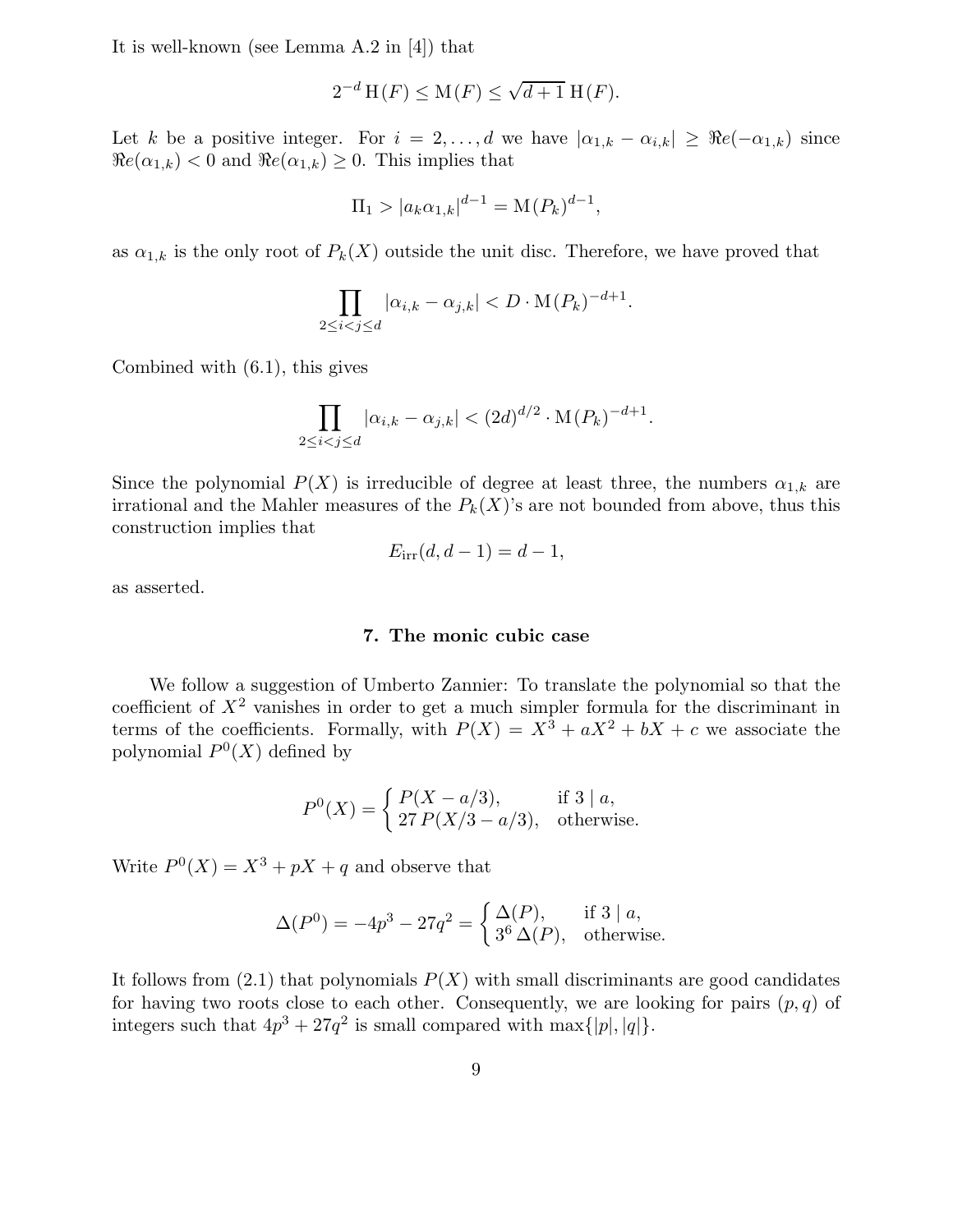It is well-known (see Lemma A.2 in [4]) that

$$2^{-d}\,\mathrm{H}(F) \le \mathrm{M}(F) \le \sqrt{d+1}\,\mathrm{H}(F).$$

Let $k$ be a positive integer. For $i = 2, \ldots, d$ we have $|\alpha_{1,k} - \alpha_{i,k}| \ge \Re e(-\alpha_{1,k})$ since $\Re e(\alpha_{1,k}) < 0$ and $\Re e(\alpha_{1,k}) \ge 0$. This implies that

$$\Pi_1 > |a_k \alpha_{1,k}|^{d-1} = \mathrm{M}(P_k)^{d-1},$$

as $\alpha_{1,k}$ is the only root of $P_k(X)$ outside the unit disc. Therefore, we have proved that

$$\prod_{2 \le i < j \le d} |\alpha_{i,k} - \alpha_{j,k}| < D \cdot \mathrm{M}(P_k)^{-d+1}.$$

Combined with (6.1), this gives

$$\prod_{2 \le i < j \le d} |\alpha_{i,k} - \alpha_{j,k}| < (2d)^{d/2} \cdot \mathrm{M}(P_k)^{-d+1}.$$

Since the polynomial $P(X)$ is irreducible of degree at least three, the numbers $\alpha_{1,k}$ are irrational and the Mahler measures of the $P_k(X)$'s are not bounded from above, thus this construction implies that

$$E_{\mathrm{irr}}(d, d-1) = d-1,$$

as asserted.

## 7. The monic cubic case

We follow a suggestion of Umberto Zannier: To translate the polynomial so that the coefficient of $X^2$ vanishes in order to get a much simpler formula for the discriminant in terms of the coefficients. Formally, with $P(X) = X^3 + aX^2 + bX + c$ we associate the polynomial $P^0(X)$ defined by

$$P^0(X) = \begin{cases} P(X - a/3), & \text{if } 3 \mid a, \\ 27\,P(X/3 - a/3), & \text{otherwise.} \end{cases}$$

Write $P^0(X) = X^3 + pX + q$ and observe that

$$\Delta(P^0) = -4p^3 - 27q^2 = \begin{cases} \Delta(P), & \text{if } 3 \mid a, \\ 3^6\,\Delta(P), & \text{otherwise.} \end{cases}$$

It follows from (2.1) that polynomials $P(X)$ with small discriminants are good candidates for having two roots close to each other. Consequently, we are looking for pairs $(p, q)$ of integers such that $4p^3 + 27q^2$ is small compared with $\max\{|p|, |q|\}$.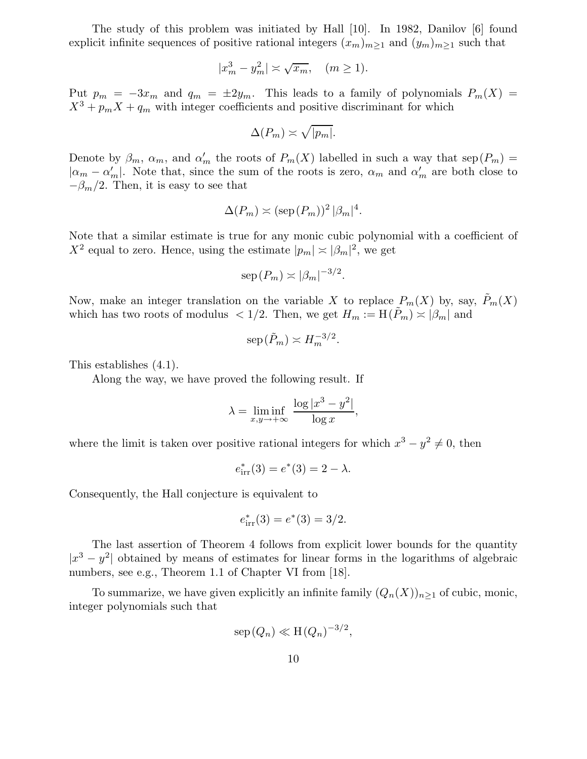The study of this problem was initiated by Hall [10]. In 1982, Danilov [6] found explicit infinite sequences of positive rational integers $(x_m)_{m\geq 1}$ and $(y_m)_{m\geq 1}$ such that

$$|x_m^3 - y_m^2| \asymp \sqrt{x_m}, \quad (m \geq 1).$$

Put $p_m = -3x_m$ and $q_m = \pm 2y_m$. This leads to a family of polynomials $P_m(X) = X^3 + p_m X + q_m$ with integer coefficients and positive discriminant for which

$$\Delta(P_m) \asymp \sqrt{|p_m|}.$$

Denote by $\beta_m$, $\alpha_m$, and $\alpha'_m$ the roots of $P_m(X)$ labelled in such a way that $\mathrm{sep}\,(P_m) = |\alpha_m - \alpha'_m|$. Note that, since the sum of the roots is zero, $\alpha_m$ and $\alpha'_m$ are both close to $-\beta_m/2$. Then, it is easy to see that

$$\Delta(P_m) \asymp (\mathrm{sep}\,(P_m))^2\, |\beta_m|^4.$$

Note that a similar estimate is true for any monic cubic polynomial with a coefficient of $X^2$ equal to zero. Hence, using the estimate $|p_m| \asymp |\beta_m|^2$, we get

$$\mathrm{sep}\,(P_m) \asymp |\beta_m|^{-3/2}.$$

Now, make an integer translation on the variable $X$ to replace $P_m(X)$ by, say, $\tilde{P}_m(X)$ which has two roots of modulus $< 1/2$. Then, we get $H_m := \mathrm{H}\,(\tilde{P}_m) \asymp |\beta_m|$ and

$$\mathrm{sep}\,(\tilde{P}_m) \asymp H_m^{-3/2}.$$

This establishes (4.1).

Along the way, we have proved the following result. If

$$\lambda = \liminf_{x,y\to+\infty} \frac{\log |x^3 - y^2|}{\log x},$$

where the limit is taken over positive rational integers for which $x^3 - y^2 \neq 0$, then

$$e^*_{\mathrm{irr}}(3) = e^*(3) = 2 - \lambda.$$

Consequently, the Hall conjecture is equivalent to

$$e^*_{\mathrm{irr}}(3) = e^*(3) = 3/2.$$

The last assertion of Theorem 4 follows from explicit lower bounds for the quantity $|x^3 - y^2|$ obtained by means of estimates for linear forms in the logarithms of algebraic numbers, see e.g., Theorem 1.1 of Chapter VI from [18].

To summarize, we have given explicitly an infinite family $(Q_n(X))_{n\geq 1}$ of cubic, monic, integer polynomials such that

$$\mathrm{sep}\,(Q_n) \ll \mathrm{H}\,(Q_n)^{-3/2},$$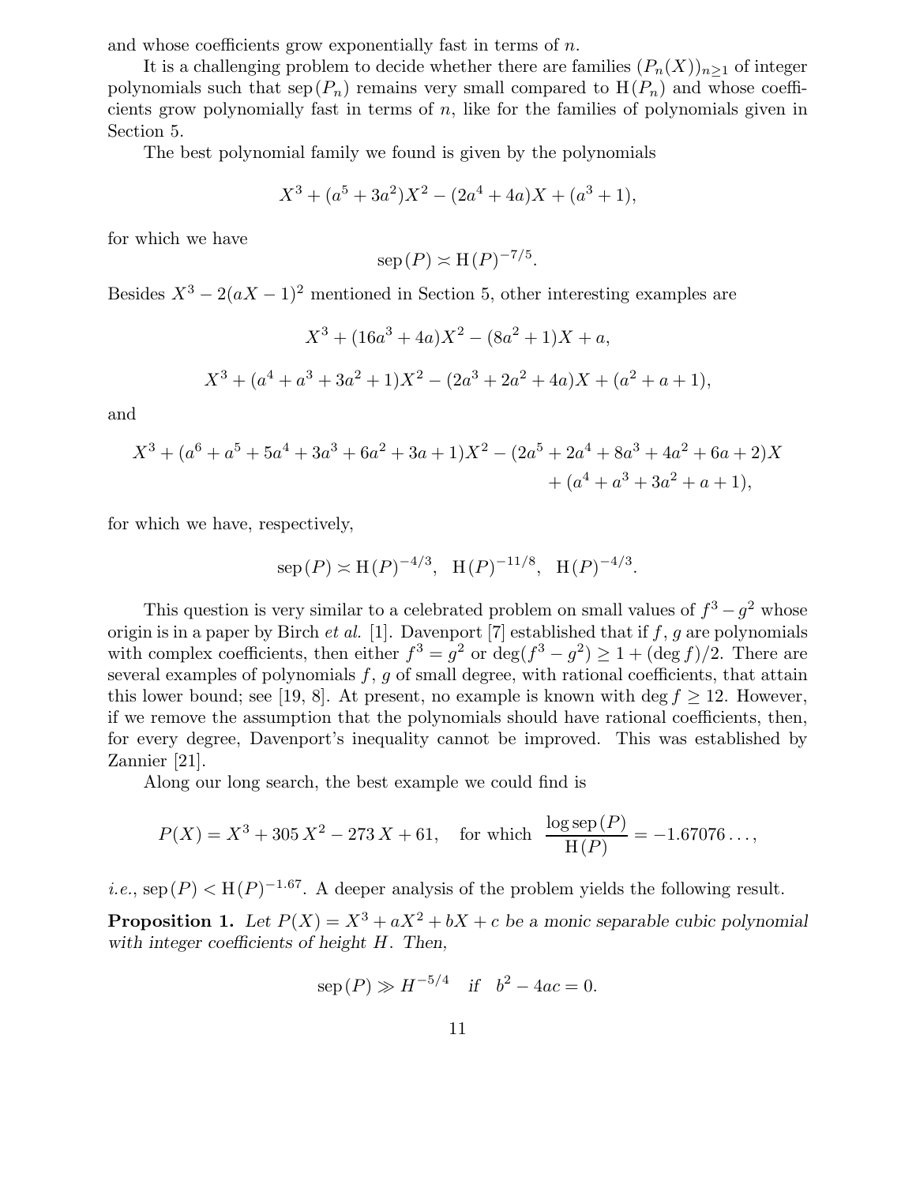and whose coefficients grow exponentially fast in terms of $n$.

It is a challenging problem to decide whether there are families $(P_n(X))_{n\geq 1}$ of integer polynomials such that $\operatorname{sep}(P_n)$ remains very small compared to $\operatorname{H}(P_n)$ and whose coefficients grow polynomially fast in terms of $n$, like for the families of polynomials given in Section 5.

The best polynomial family we found is given by the polynomials

$$X^3 + (a^5 + 3a^2)X^2 - (2a^4 + 4a)X + (a^3 + 1),$$

for which we have

$$\operatorname{sep}(P) \asymp \operatorname{H}(P)^{-7/5}.$$

Besides $X^3 - 2(aX - 1)^2$ mentioned in Section 5, other interesting examples are

$$X^3 + (16a^3 + 4a)X^2 - (8a^2 + 1)X + a,$$

$$X^3 + (a^4 + a^3 + 3a^2 + 1)X^2 - (2a^3 + 2a^2 + 4a)X + (a^2 + a + 1),$$

and

$$X^3 + (a^6 + a^5 + 5a^4 + 3a^3 + 6a^2 + 3a + 1)X^2 - (2a^5 + 2a^4 + 8a^3 + 4a^2 + 6a + 2)X + (a^4 + a^3 + 3a^2 + a + 1),$$

for which we have, respectively,

$$\operatorname{sep}(P) \asymp \operatorname{H}(P)^{-4/3}, \quad \operatorname{H}(P)^{-11/8}, \quad \operatorname{H}(P)^{-4/3}.$$

This question is very similar to a celebrated problem on small values of $f^3 - g^2$ whose origin is in a paper by Birch *et al.* [1]. Davenport [7] established that if $f$, $g$ are polynomials with complex coefficients, then either $f^3 = g^2$ or $\deg(f^3 - g^2) \geq 1 + (\deg f)/2$. There are several examples of polynomials $f$, $g$ of small degree, with rational coefficients, that attain this lower bound; see [19, 8]. At present, no example is known with $\deg f \geq 12$. However, if we remove the assumption that the polynomials should have rational coefficients, then, for every degree, Davenport's inequality cannot be improved. This was established by Zannier [21].

Along our long search, the best example we could find is

$$P(X) = X^3 + 305\,X^2 - 273\,X + 61, \quad \text{for which} \quad \frac{\log \operatorname{sep}(P)}{\operatorname{H}(P)} = -1.67076\ldots,$$

*i.e.*, $\operatorname{sep}(P) < \operatorname{H}(P)^{-1.67}$. A deeper analysis of the problem yields the following result.

**Proposition 1.** *Let $P(X) = X^3 + aX^2 + bX + c$ be a monic separable cubic polynomial with integer coefficients of height $H$. Then,*

$$\operatorname{sep}(P) \gg H^{-5/4} \quad \text{if} \quad b^2 - 4ac = 0.$$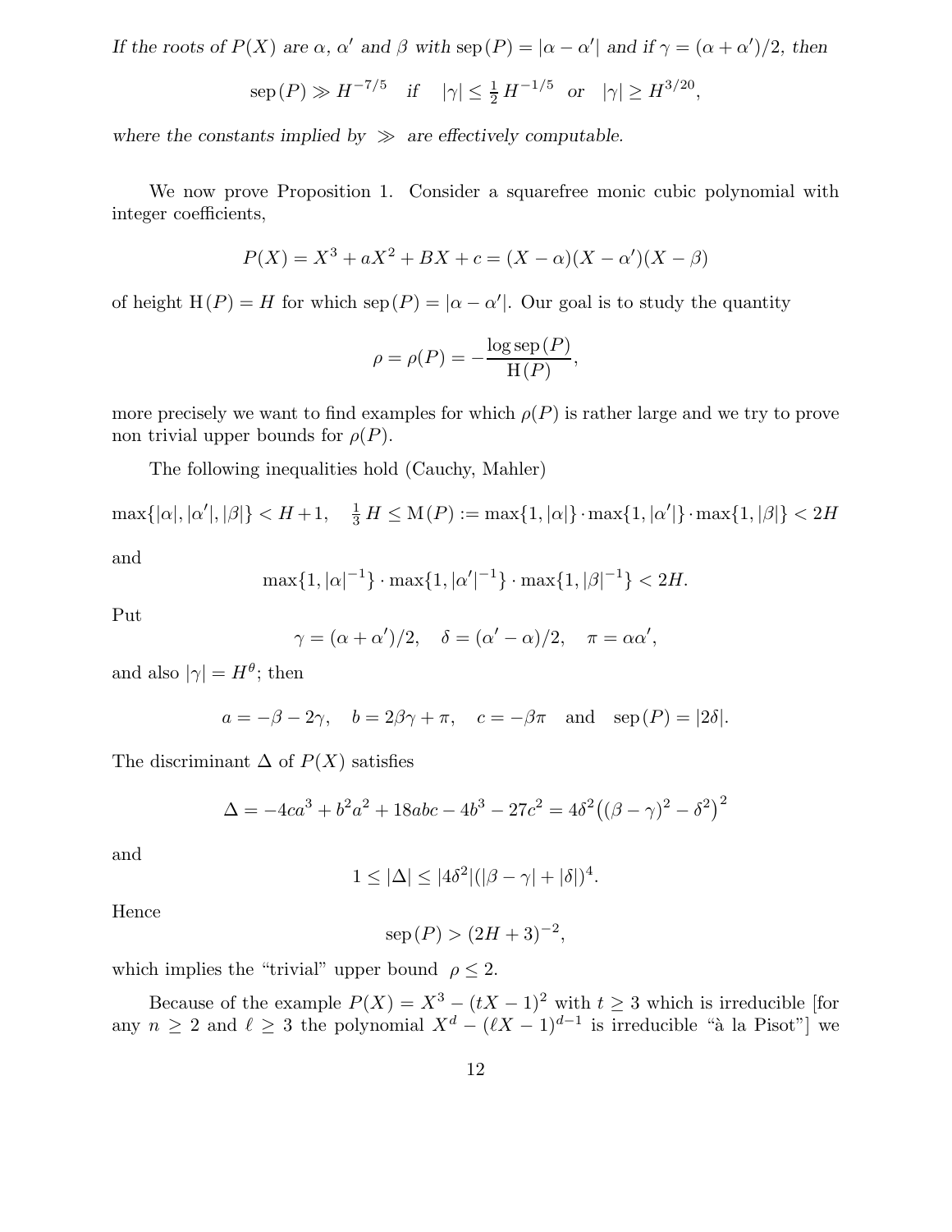*If the roots of $P(X)$ are $\alpha$, $\alpha'$ and $\beta$ with $\operatorname{sep}(P) = |\alpha - \alpha'|$ and if $\gamma = (\alpha + \alpha')/2$, then*

$$\operatorname{sep}(P) \gg H^{-7/5} \quad \text{if} \quad |\gamma| \leq \tfrac{1}{2} H^{-1/5} \quad \text{or} \quad |\gamma| \geq H^{3/20},$$

*where the constants implied by $\gg$ are effectively computable.*

We now prove Proposition 1. Consider a squarefree monic cubic polynomial with integer coefficients,

$$P(X) = X^3 + aX^2 + BX + c = (X - \alpha)(X - \alpha')(X - \beta)$$

of height $\mathrm{H}(P) = H$ for which $\operatorname{sep}(P) = |\alpha - \alpha'|$. Our goal is to study the quantity

$$\rho = \rho(P) = -\frac{\log \operatorname{sep}(P)}{\mathrm{H}(P)},$$

more precisely we want to find examples for which $\rho(P)$ is rather large and we try to prove non trivial upper bounds for $\rho(P)$.

The following inequalities hold (Cauchy, Mahler)

$$\max\{|\alpha|, |\alpha'|, |\beta|\} < H + 1, \quad \tfrac{1}{3} H \leq \mathrm{M}(P) := \max\{1, |\alpha|\} \cdot \max\{1, |\alpha'|\} \cdot \max\{1, |\beta|\} < 2H$$

and

$$\max\{1, |\alpha|^{-1}\} \cdot \max\{1, |\alpha'|^{-1}\} \cdot \max\{1, |\beta|^{-1}\} < 2H.$$

Put

$$\gamma = (\alpha + \alpha')/2, \quad \delta = (\alpha' - \alpha)/2, \quad \pi = \alpha\alpha',$$

and also $|\gamma| = H^\theta$; then

$$a = -\beta - 2\gamma, \quad b = 2\beta\gamma + \pi, \quad c = -\beta\pi \quad \text{and} \quad \operatorname{sep}(P) = |2\delta|.$$

The discriminant $\Delta$ of $P(X)$ satisfies

$$\Delta = -4ca^3 + b^2a^2 + 18abc - 4b^3 - 27c^2 = 4\delta^2\big((\beta - \gamma)^2 - \delta^2\big)^2$$

and

$$1 \leq |\Delta| \leq |4\delta^2|(|\beta - \gamma| + |\delta|)^4.$$

Hence

$$\operatorname{sep}(P) > (2H + 3)^{-2},$$

which implies the "trivial" upper bound $\rho \leq 2$.

Because of the example $P(X) = X^3 - (tX - 1)^2$ with $t \geq 3$ which is irreducible [for any $n \geq 2$ and $\ell \geq 3$ the polynomial $X^d - (\ell X - 1)^{d-1}$ is irreducible "à la Pisot"] we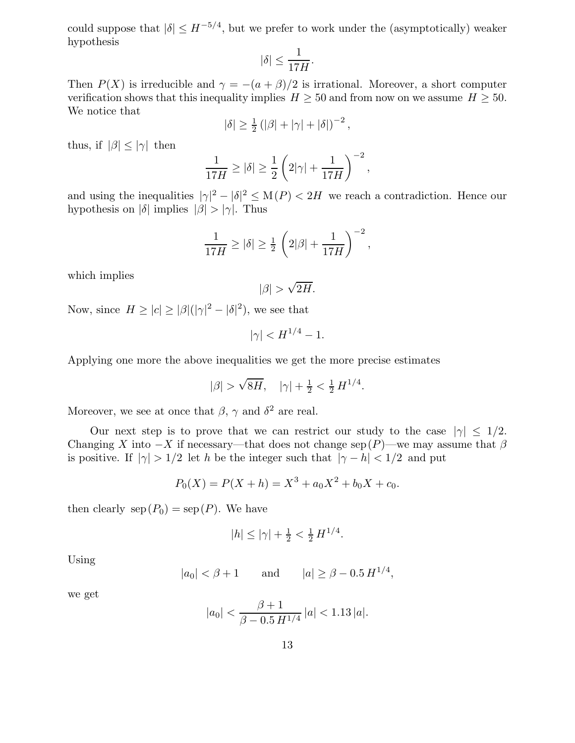could suppose that $|\delta| \leq H^{-5/4}$, but we prefer to work under the (asymptotically) weaker hypothesis

$$|\delta| \leq \frac{1}{17H}.$$

Then $P(X)$ is irreducible and $\gamma = -(a+\beta)/2$ is irrational. Moreover, a short computer verification shows that this inequality implies $H \geq 50$ and from now on we assume $H \geq 50$. We notice that

$$|\delta| \geq \tfrac{1}{2}\left(|\beta| + |\gamma| + |\delta|\right)^{-2},$$

thus, if $|\beta| \leq |\gamma|$ then

$$\frac{1}{17H} \geq |\delta| \geq \frac{1}{2}\left(2|\gamma| + \frac{1}{17H}\right)^{-2},$$

and using the inequalities $|\gamma|^2 - |\delta|^2 \leq \mathrm{M}(P) < 2H$ we reach a contradiction. Hence our hypothesis on $|\delta|$ implies $|\beta| > |\gamma|$. Thus

$$\frac{1}{17H} \geq |\delta| \geq \tfrac{1}{2}\left(2|\beta| + \frac{1}{17H}\right)^{-2},$$

which implies

$$|\beta| > \sqrt{2H}.$$

Now, since $H \geq |c| \geq |\beta|(|\gamma|^2 - |\delta|^2)$, we see that

$$|\gamma| < H^{1/4} - 1.$$

Applying one more the above inequalities we get the more precise estimates

$$|\beta| > \sqrt{8H}, \quad |\gamma| + \tfrac{1}{2} < \tfrac{1}{2}\, H^{1/4}.$$

Moreover, we see at once that $\beta$, $\gamma$ and $\delta^2$ are real.

Our next step is to prove that we can restrict our study to the case $|\gamma| \leq 1/2$. Changing $X$ into $-X$ if necessary—that does not change $\mathrm{sep}\,(P)$—we may assume that $\beta$ is positive. If $|\gamma| > 1/2$ let $h$ be the integer such that $|\gamma - h| < 1/2$ and put

$$P_0(X) = P(X+h) = X^3 + a_0 X^2 + b_0 X + c_0.$$

then clearly $\mathrm{sep}\,(P_0) = \mathrm{sep}\,(P)$. We have

$$|h| \leq |\gamma| + \tfrac{1}{2} < \tfrac{1}{2}\, H^{1/4}.$$

Using

$$|a_0| < \beta + 1 \qquad \text{and} \qquad |a| \geq \beta - 0.5\, H^{1/4},$$

we get

$$|a_0| < \frac{\beta + 1}{\beta - 0.5\, H^{1/4}}\, |a| < 1.13\, |a|.$$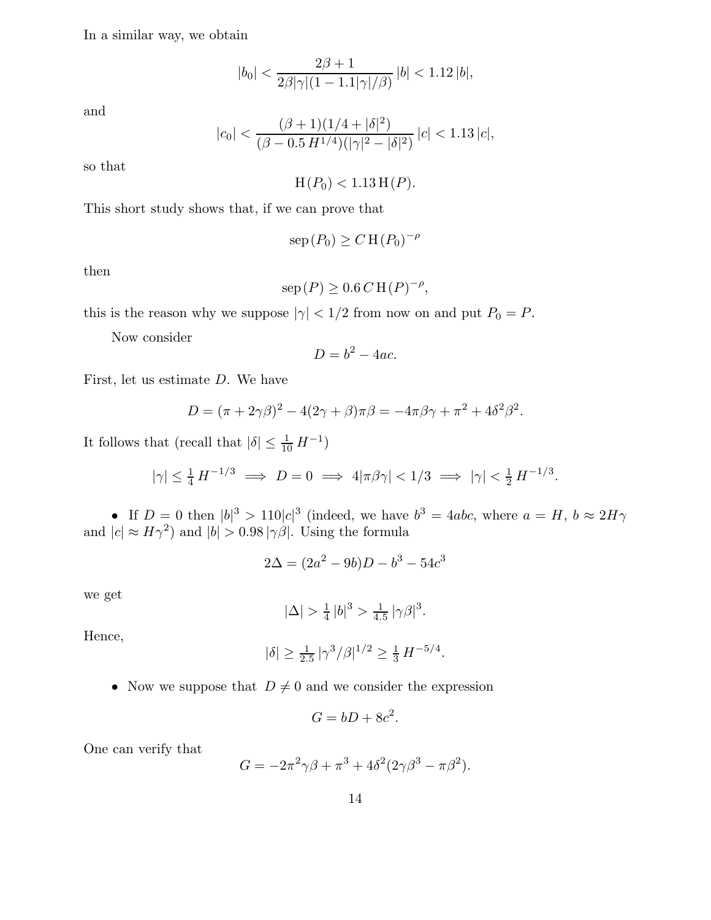In a similar way, we obtain

$$|b_0| < \frac{2\beta + 1}{2\beta|\gamma|(1 - 1.1|\gamma|/\beta)}\, |b| < 1.12\, |b|,$$

and

$$|c_0| < \frac{(\beta + 1)(1/4 + |\delta|^2)}{(\beta - 0.5\, H^{1/4})(|\gamma|^2 - |\delta|^2)}\, |c| < 1.13\, |c|,$$

so that

$$\mathrm{H}(P_0) < 1.13\, \mathrm{H}(P).$$

This short study shows that, if we can prove that

$$\mathrm{sep}\,(P_0) \geq C\, \mathrm{H}\,(P_0)^{-\rho}$$

then

$$\mathrm{sep}\,(P) \geq 0.6\, C\, \mathrm{H}\,(P)^{-\rho},$$

this is the reason why we suppose $|\gamma| < 1/2$ from now on and put $P_0 = P$.

Now consider

$$D = b^2 - 4ac.$$

First, let us estimate $D$. We have

$$D = (\pi + 2\gamma\beta)^2 - 4(2\gamma + \beta)\pi\beta = -4\pi\beta\gamma + \pi^2 + 4\delta^2\beta^2.$$

It follows that (recall that $|\delta| \leq \frac{1}{10}\, H^{-1}$)

$$|\gamma| \leq \tfrac{1}{4}\, H^{-1/3} \implies D = 0 \implies 4|\pi\beta\gamma| < 1/3 \implies |\gamma| < \tfrac{1}{2}\, H^{-1/3}.$$

- If $D = 0$ then $|b|^3 > 110|c|^3$ (indeed, we have $b^3 = 4abc$, where $a = H$, $b \approx 2H\gamma$ and $|c| \approx H\gamma^2$) and $|b| > 0.98\, |\gamma\beta|$. Using the formula

$$2\Delta = (2a^2 - 9b)D - b^3 - 54c^3$$

we get

$$|\Delta| > \tfrac{1}{4}\, |b|^3 > \tfrac{1}{4.5}\, |\gamma\beta|^3.$$

Hence,

$$|\delta| \geq \tfrac{1}{2.5}\, |\gamma^3/\beta|^{1/2} \geq \tfrac{1}{3}\, H^{-5/4}.$$

- Now we suppose that $D \neq 0$ and we consider the expression

$$G = bD + 8c^2.$$

One can verify that

$$G = -2\pi^2\gamma\beta + \pi^3 + 4\delta^2(2\gamma\beta^3 - \pi\beta^2).$$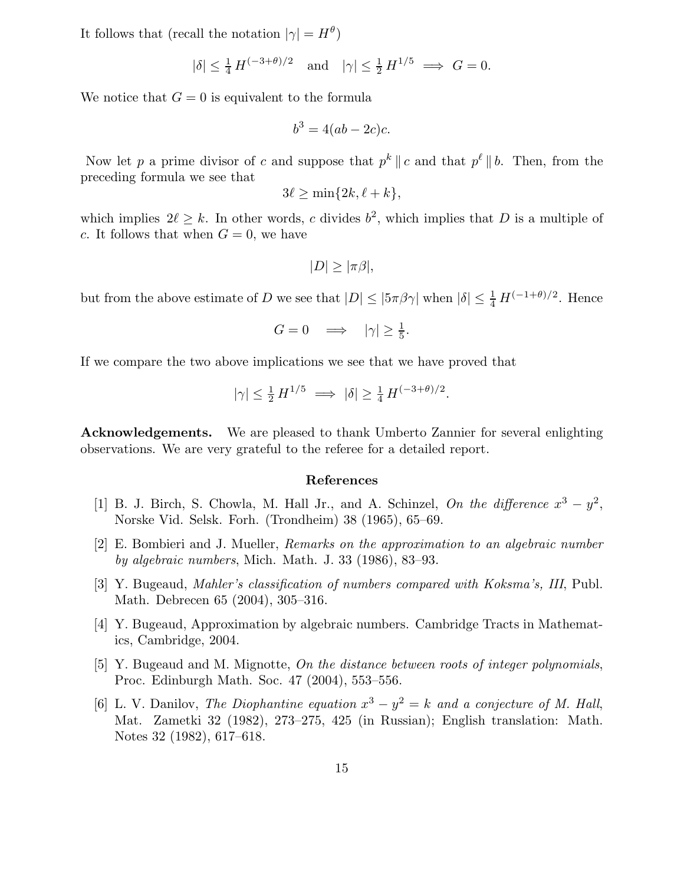It follows that (recall the notation $|\gamma| = H^\theta$)

$$|\delta| \leq \tfrac{1}{4}\, H^{(-3+\theta)/2} \quad \text{and} \quad |\gamma| \leq \tfrac{1}{2}\, H^{1/5} \implies G = 0.$$

We notice that $G = 0$ is equivalent to the formula

$$b^3 = 4(ab - 2c)c.$$

Now let $p$ a prime divisor of $c$ and suppose that $p^k \parallel c$ and that $p^\ell \parallel b$. Then, from the preceding formula we see that

$$3\ell \geq \min\{2k, \ell + k\},$$

which implies $2\ell \geq k$. In other words, $c$ divides $b^2$, which implies that $D$ is a multiple of $c$. It follows that when $G = 0$, we have

$$|D| \geq |\pi\beta|,$$

but from the above estimate of $D$ we see that $|D| \leq |5\pi\beta\gamma|$ when $|\delta| \leq \frac{1}{4}\, H^{(-1+\theta)/2}$. Hence

$$G = 0 \quad \Longrightarrow \quad |\gamma| \geq \tfrac{1}{5}.$$

If we compare the two above implications we see that we have proved that

$$|\gamma| \leq \tfrac{1}{2}\, H^{1/5} \implies |\delta| \geq \tfrac{1}{4}\, H^{(-3+\theta)/2}.$$

**Acknowledgements.** We are pleased to thank Umberto Zannier for several enlighting observations. We are very grateful to the referee for a detailed report.

## References

[1] B. J. Birch, S. Chowla, M. Hall Jr., and A. Schinzel, *On the difference $x^3 - y^2$*, Norske Vid. Selsk. Forh. (Trondheim) 38 (1965), 65–69.

[2] E. Bombieri and J. Mueller, *Remarks on the approximation to an algebraic number by algebraic numbers*, Mich. Math. J. 33 (1986), 83–93.

[3] Y. Bugeaud, *Mahler's classification of numbers compared with Koksma's, III*, Publ. Math. Debrecen 65 (2004), 305–316.

[4] Y. Bugeaud, Approximation by algebraic numbers. Cambridge Tracts in Mathematics, Cambridge, 2004.

[5] Y. Bugeaud and M. Mignotte, *On the distance between roots of integer polynomials*, Proc. Edinburgh Math. Soc. 47 (2004), 553–556.

[6] L. V. Danilov, *The Diophantine equation $x^3 - y^2 = k$ and a conjecture of M. Hall*, Mat. Zametki 32 (1982), 273–275, 425 (in Russian); English translation: Math. Notes 32 (1982), 617–618.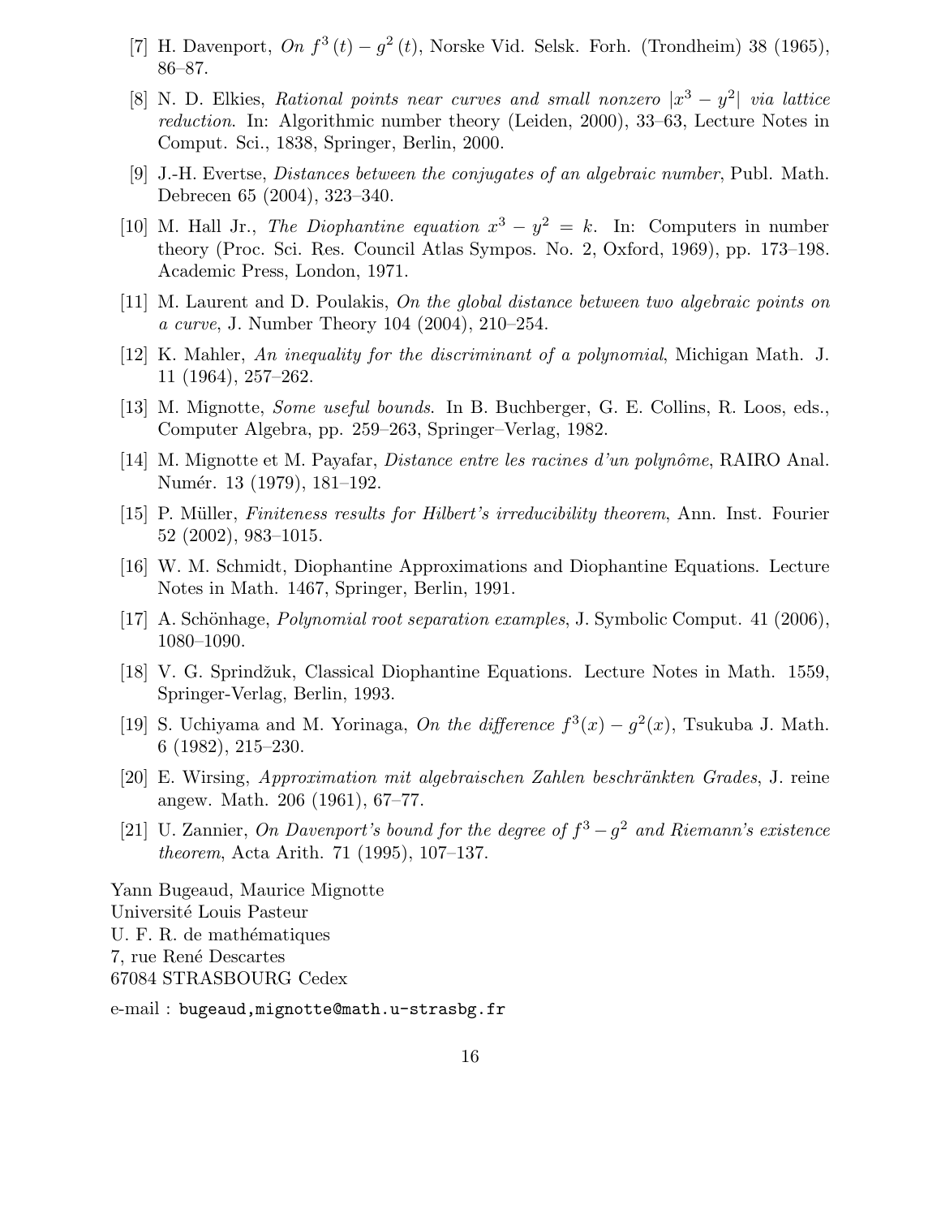[7] H. Davenport, *On $f^3(t) - g^2(t)$*, Norske Vid. Selsk. Forh. (Trondheim) 38 (1965), 86–87.

[8] N. D. Elkies, *Rational points near curves and small nonzero $|x^3 - y^2|$ via lattice reduction*. In: Algorithmic number theory (Leiden, 2000), 33–63, Lecture Notes in Comput. Sci., 1838, Springer, Berlin, 2000.

[9] J.-H. Evertse, *Distances between the conjugates of an algebraic number*, Publ. Math. Debrecen 65 (2004), 323–340.

[10] M. Hall Jr., *The Diophantine equation $x^3 - y^2 = k$*. In: Computers in number theory (Proc. Sci. Res. Council Atlas Sympos. No. 2, Oxford, 1969), pp. 173–198. Academic Press, London, 1971.

[11] M. Laurent and D. Poulakis, *On the global distance between two algebraic points on a curve*, J. Number Theory 104 (2004), 210–254.

[12] K. Mahler, *An inequality for the discriminant of a polynomial*, Michigan Math. J. 11 (1964), 257–262.

[13] M. Mignotte, *Some useful bounds*. In B. Buchberger, G. E. Collins, R. Loos, eds., Computer Algebra, pp. 259–263, Springer–Verlag, 1982.

[14] M. Mignotte et M. Payafar, *Distance entre les racines d'un polynôme*, RAIRO Anal. Numér. 13 (1979), 181–192.

[15] P. Müller, *Finiteness results for Hilbert's irreducibility theorem*, Ann. Inst. Fourier 52 (2002), 983–1015.

[16] W. M. Schmidt, Diophantine Approximations and Diophantine Equations. Lecture Notes in Math. 1467, Springer, Berlin, 1991.

[17] A. Schönhage, *Polynomial root separation examples*, J. Symbolic Comput. 41 (2006), 1080–1090.

[18] V. G. Sprindžuk, Classical Diophantine Equations. Lecture Notes in Math. 1559, Springer-Verlag, Berlin, 1993.

[19] S. Uchiyama and M. Yorinaga, *On the difference $f^3(x) - g^2(x)$*, Tsukuba J. Math. 6 (1982), 215–230.

[20] E. Wirsing, *Approximation mit algebraischen Zahlen beschränkten Grades*, J. reine angew. Math. 206 (1961), 67–77.

[21] U. Zannier, *On Davenport's bound for the degree of $f^3 - g^2$ and Riemann's existence theorem*, Acta Arith. 71 (1995), 107–137.

Yann Bugeaud, Maurice Mignotte
Université Louis Pasteur
U. F. R. de mathématiques
7, rue René Descartes
67084 STRASBOURG Cedex

e-mail : bugeaud,mignotte@math.u-strasbg.fr